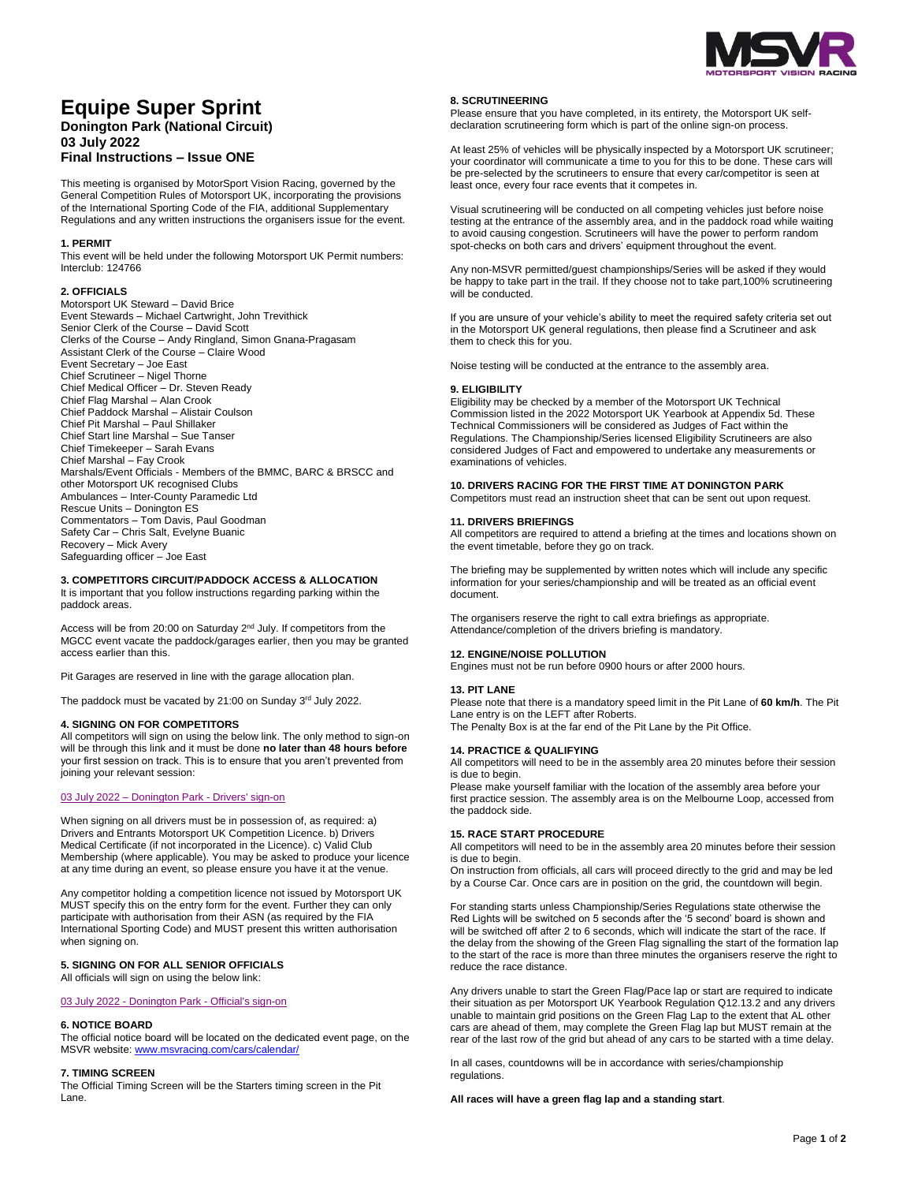# Equipe Super Sprint

**Donington Park (National Circuit)**
**03 July 2022**
**Final Instructions – Issue ONE**

This meeting is organised by MotorSport Vision Racing, governed by the General Competition Rules of Motorsport UK, incorporating the provisions of the International Sporting Code of the FIA, additional Supplementary Regulations and any written instructions the organisers issue for the event.

### 1. PERMIT

This event will be held under the following Motorsport UK Permit numbers: Interclub: 124766

### 2. OFFICIALS

Motorsport UK Steward – David Brice
Event Stewards – Michael Cartwright, John Trevithick
Senior Clerk of the Course – David Scott
Clerks of the Course – Andy Ringland, Simon Gnana-Pragasam
Assistant Clerk of the Course – Claire Wood
Event Secretary – Joe East
Chief Scrutineer – Nigel Thorne
Chief Medical Officer – Dr. Steven Ready
Chief Flag Marshal – Alan Crook
Chief Paddock Marshal – Alistair Coulson
Chief Pit Marshal – Paul Shillaker
Chief Start line Marshal – Sue Tanser
Chief Timekeeper – Sarah Evans
Chief Marshal – Fay Crook
Marshals/Event Officials - Members of the BMMC, BARC & BRSCC and other Motorsport UK recognised Clubs
Ambulances – Inter-County Paramedic Ltd
Rescue Units – Donington ES
Commentators – Tom Davis, Paul Goodman
Safety Car – Chris Salt, Evelyne Buanic
Recovery – Mick Avery
Safeguarding officer – Joe East

### 3. COMPETITORS CIRCUIT/PADDOCK ACCESS & ALLOCATION

It is important that you follow instructions regarding parking within the paddock areas.

Access will be from 20:00 on Saturday 2nd July. If competitors from the MGCC event vacate the paddock/garages earlier, then you may be granted access earlier than this.

Pit Garages are reserved in line with the garage allocation plan.

The paddock must be vacated by 21:00 on Sunday 3rd July 2022.

### 4. SIGNING ON FOR COMPETITORS

All competitors will sign on using the below link. The only method to sign-on will be through this link and it must be done **no later than 48 hours before** your first session on track. This is to ensure that you aren't prevented from joining your relevant session:

03 July 2022 – Donington Park - Drivers' sign-on

When signing on all drivers must be in possession of, as required: a) Drivers and Entrants Motorsport UK Competition Licence. b) Drivers Medical Certificate (if not incorporated in the Licence). c) Valid Club Membership (where applicable). You may be asked to produce your licence at any time during an event, so please ensure you have it at the venue.

Any competitor holding a competition licence not issued by Motorsport UK MUST specify this on the entry form for the event. Further they can only participate with authorisation from their ASN (as required by the FIA International Sporting Code) and MUST present this written authorisation when signing on.

### 5. SIGNING ON FOR ALL SENIOR OFFICIALS

All officials will sign on using the below link:

03 July 2022 - Donington Park - Official's sign-on

### 6. NOTICE BOARD

The official notice board will be located on the dedicated event page, on the MSVR website: www.msvracing.com/cars/calendar/

### 7. TIMING SCREEN

The Official Timing Screen will be the Starters timing screen in the Pit Lane.

### 8. SCRUTINEERING

Please ensure that you have completed, in its entirety, the Motorsport UK self-declaration scrutineering form which is part of the online sign-on process.

At least 25% of vehicles will be physically inspected by a Motorsport UK scrutineer; your coordinator will communicate a time to you for this to be done. These cars will be pre-selected by the scrutineers to ensure that every car/competitor is seen at least once, every four race events that it competes in.

Visual scrutineering will be conducted on all competing vehicles just before noise testing at the entrance of the assembly area, and in the paddock road while waiting to avoid causing congestion. Scrutineers will have the power to perform random spot-checks on both cars and drivers' equipment throughout the event.

Any non-MSVR permitted/guest championships/Series will be asked if they would be happy to take part in the trail. If they choose not to take part,100% scrutineering will be conducted.

If you are unsure of your vehicle's ability to meet the required safety criteria set out in the Motorsport UK general regulations, then please find a Scrutineer and ask them to check this for you.

Noise testing will be conducted at the entrance to the assembly area.

### 9. ELIGIBILITY

Eligibility may be checked by a member of the Motorsport UK Technical Commission listed in the 2022 Motorsport UK Yearbook at Appendix 5d. These Technical Commissioners will be considered as Judges of Fact within the Regulations. The Championship/Series licensed Eligibility Scrutineers are also considered Judges of Fact and empowered to undertake any measurements or examinations of vehicles.

### 10. DRIVERS RACING FOR THE FIRST TIME AT DONINGTON PARK

Competitors must read an instruction sheet that can be sent out upon request.

### 11. DRIVERS BRIEFINGS

All competitors are required to attend a briefing at the times and locations shown on the event timetable, before they go on track.

The briefing may be supplemented by written notes which will include any specific information for your series/championship and will be treated as an official event document.

The organisers reserve the right to call extra briefings as appropriate. Attendance/completion of the drivers briefing is mandatory.

### 12. ENGINE/NOISE POLLUTION

Engines must not be run before 0900 hours or after 2000 hours.

### 13. PIT LANE

Please note that there is a mandatory speed limit in the Pit Lane of **60 km/h**. The Pit Lane entry is on the LEFT after Roberts.
The Penalty Box is at the far end of the Pit Lane by the Pit Office.

### 14. PRACTICE & QUALIFYING

All competitors will need to be in the assembly area 20 minutes before their session is due to begin.
Please make yourself familiar with the location of the assembly area before your first practice session. The assembly area is on the Melbourne Loop, accessed from the paddock side.

### 15. RACE START PROCEDURE

All competitors will need to be in the assembly area 20 minutes before their session is due to begin.
On instruction from officials, all cars will proceed directly to the grid and may be led by a Course Car. Once cars are in position on the grid, the countdown will begin.

For standing starts unless Championship/Series Regulations state otherwise the Red Lights will be switched on 5 seconds after the '5 second' board is shown and will be switched off after 2 to 6 seconds, which will indicate the start of the race. If the delay from the showing of the Green Flag signalling the start of the formation lap to the start of the race is more than three minutes the organisers reserve the right to reduce the race distance.

Any drivers unable to start the Green Flag/Pace lap or start are required to indicate their situation as per Motorsport UK Yearbook Regulation Q12.13.2 and any drivers unable to maintain grid positions on the Green Flag Lap to the extent that AL other cars are ahead of them, may complete the Green Flag lap but MUST remain at the rear of the last row of the grid but ahead of any cars to be started with a time delay.

In all cases, countdowns will be in accordance with series/championship regulations.

**All races will have a green flag lap and a standing start**.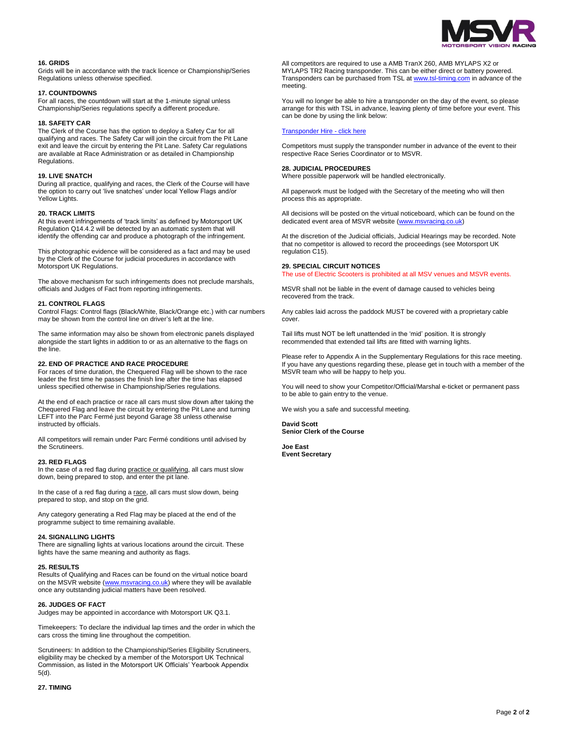**16. GRIDS**

Grids will be in accordance with the track licence or Championship/Series Regulations unless otherwise specified.

**17. COUNTDOWNS**

For all races, the countdown will start at the 1-minute signal unless Championship/Series regulations specify a different procedure.

**18. SAFETY CAR**

The Clerk of the Course has the option to deploy a Safety Car for all qualifying and races. The Safety Car will join the circuit from the Pit Lane exit and leave the circuit by entering the Pit Lane. Safety Car regulations are available at Race Administration or as detailed in Championship Regulations.

**19. LIVE SNATCH**

During all practice, qualifying and races, the Clerk of the Course will have the option to carry out 'live snatches' under local Yellow Flags and/or Yellow Lights.

**20. TRACK LIMITS**

At this event infringements of 'track limits' as defined by Motorsport UK Regulation Q14.4.2 will be detected by an automatic system that will identify the offending car and produce a photograph of the infringement.

This photographic evidence will be considered as a fact and may be used by the Clerk of the Course for judicial procedures in accordance with Motorsport UK Regulations.

The above mechanism for such infringements does not preclude marshals, officials and Judges of Fact from reporting infringements.

**21. CONTROL FLAGS**

Control Flags: Control flags (Black/White, Black/Orange etc.) with car numbers may be shown from the control line on driver's left at the line.

The same information may also be shown from electronic panels displayed alongside the start lights in addition to or as an alternative to the flags on the line.

**22. END OF PRACTICE AND RACE PROCEDURE**

For races of time duration, the Chequered Flag will be shown to the race leader the first time he passes the finish line after the time has elapsed unless specified otherwise in Championship/Series regulations.

At the end of each practice or race all cars must slow down after taking the Chequered Flag and leave the circuit by entering the Pit Lane and turning LEFT into the Parc Fermé just beyond Garage 38 unless otherwise instructed by officials.

All competitors will remain under Parc Fermé conditions until advised by the Scrutineers.

**23. RED FLAGS**

In the case of a red flag during practice or qualifying, all cars must slow down, being prepared to stop, and enter the pit lane.

In the case of a red flag during a race, all cars must slow down, being prepared to stop, and stop on the grid.

Any category generating a Red Flag may be placed at the end of the programme subject to time remaining available.

**24. SIGNALLING LIGHTS**

There are signalling lights at various locations around the circuit. These lights have the same meaning and authority as flags.

**25. RESULTS**

Results of Qualifying and Races can be found on the virtual notice board on the MSVR website (www.msvracing.co.uk) where they will be available once any outstanding judicial matters have been resolved.

**26. JUDGES OF FACT**

Judges may be appointed in accordance with Motorsport UK Q3.1.

Timekeepers: To declare the individual lap times and the order in which the cars cross the timing line throughout the competition.

Scrutineers: In addition to the Championship/Series Eligibility Scrutineers, eligibility may be checked by a member of the Motorsport UK Technical Commission, as listed in the Motorsport UK Officials' Yearbook Appendix 5(d).

**27. TIMING**

All competitors are required to use a AMB TranX 260, AMB MYLAPS X2 or MYLAPS TR2 Racing transponder. This can be either direct or battery powered. Transponders can be purchased from TSL at www.tsl-timing.com in advance of the meeting.

You will no longer be able to hire a transponder on the day of the event, so please arrange for this with TSL in advance, leaving plenty of time before your event. This can be done by using the link below:

Transponder Hire - click here

Competitors must supply the transponder number in advance of the event to their respective Race Series Coordinator or to MSVR.

**28. JUDICIAL PROCEDURES**

Where possible paperwork will be handled electronically.

All paperwork must be lodged with the Secretary of the meeting who will then process this as appropriate.

All decisions will be posted on the virtual noticeboard, which can be found on the dedicated event area of MSVR website (www.msvracing.co.uk)

At the discretion of the Judicial officials, Judicial Hearings may be recorded. Note that no competitor is allowed to record the proceedings (see Motorsport UK regulation C15).

**29. SPECIAL CIRCUIT NOTICES**

The use of Electric Scooters is prohibited at all MSV venues and MSVR events.

MSVR shall not be liable in the event of damage caused to vehicles being recovered from the track.

Any cables laid across the paddock MUST be covered with a proprietary cable cover.

Tail lifts must NOT be left unattended in the 'mid' position. It is strongly recommended that extended tail lifts are fitted with warning lights.

Please refer to Appendix A in the Supplementary Regulations for this race meeting. If you have any questions regarding these, please get in touch with a member of the MSVR team who will be happy to help you.

You will need to show your Competitor/Official/Marshal e-ticket or permanent pass to be able to gain entry to the venue.

We wish you a safe and successful meeting.

**David Scott**
**Senior Clerk of the Course**

**Joe East**
**Event Secretary**